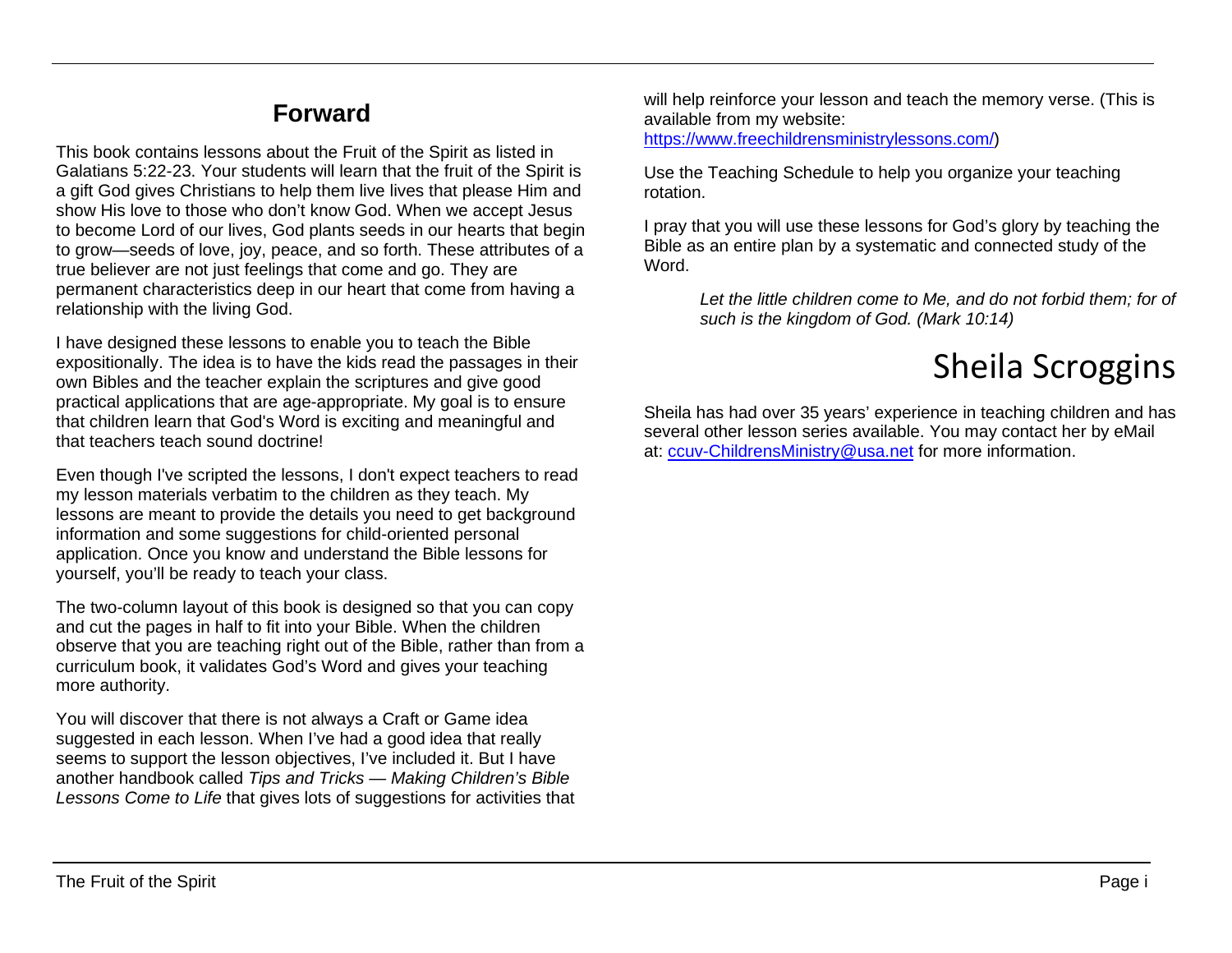## Forward

This book contains lessons about the Fruit of the Spirit as listed in Galatians 5:22-23. Your students will learn that the fruit of the Spirit is a gift God gives Christians to help them live lives that please Him and show His love to those who don't know God. When we accept Jesus to become Lord of our lives, God plants seeds in our hearts that begin to grow—seeds of love, joy, peace, and so forth. These attributes of a true believer are not just feelings that come and go. They are permanent characteristics deep in our heart that come from having a relationship with the living God.

I have designed these lessons to enable you to teach the Bible expositionally. The idea is to have the kids read the passages in their own Bibles and the teacher explain the scriptures and give good practical applications that are age-appropriate. My goal is to ensure that children learn that God's Word is exciting and meaningful and that teachers teach sound doctrine!

Even though I've scripted the lessons, I don't expect teachers to read my lesson materials verbatim to the children as they teach. My lessons are meant to provide the details you need to get background information and some suggestions for child-oriented personal application. Once you know and understand the Bible lessons for yourself, you'll be ready to teach your class.

The two-column layout of this book is designed so that you can copy and cut the pages in half to fit into your Bible. When the children observe that you are teaching right out of the Bible, rather than from a curriculum book, it validates God's Word and gives your teaching more authority.

You will discover that there is not always a Craft or Game idea suggested in each lesson. When I've had a good idea that really seems to support the lesson objectives, I've included it. But I have another handbook called *Tips and Tricks — Making Children's Bible Lessons Come to Life* that gives lots of suggestions for activities that will help reinforce your lesson and teach the memory verse. (This is available from my website: https://www.freechildrensministrylessons.com/)

Use the Teaching Schedule to help you organize your teaching rotation.

I pray that you will use these lessons for God's glory by teaching the Bible as an entire plan by a systematic and connected study of the Word.

> *Let the little children come to Me, and do not forbid them; for of such is the kingdom of God. (Mark 10:14)*

Sheila Scroggins

Sheila has had over 35 years' experience in teaching children and has several other lesson series available. You may contact her by eMail at: ccuv-ChildrensMinistry@usa.net for more information.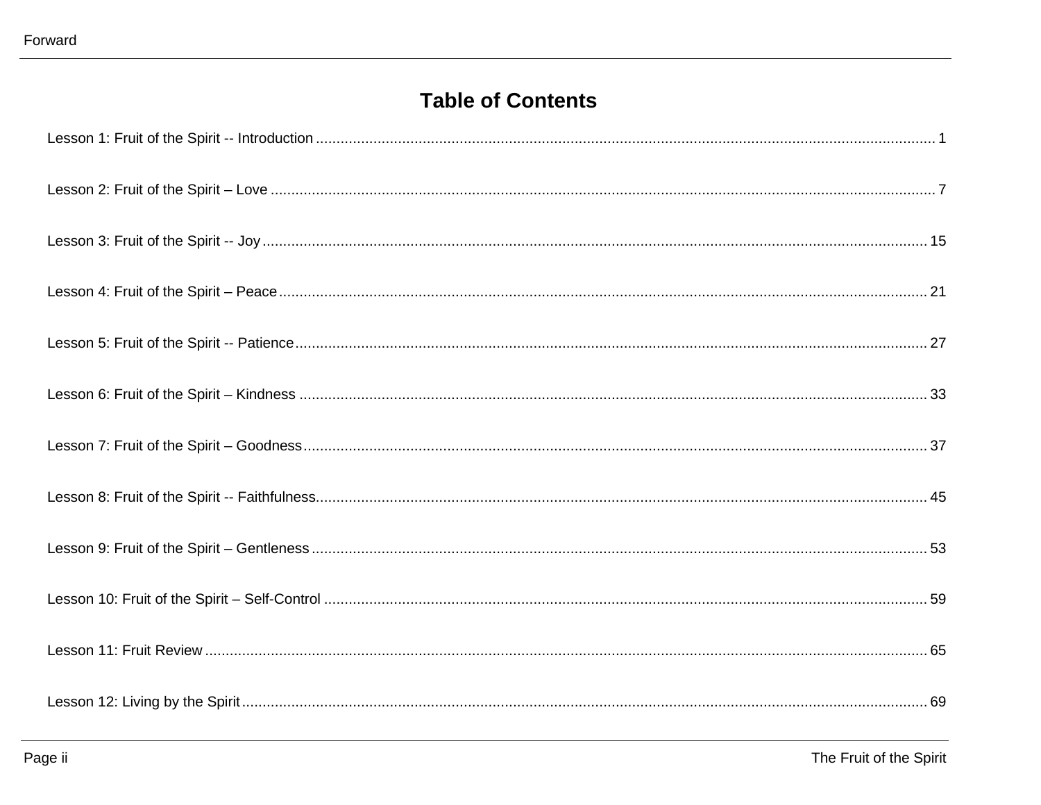# Table of Contents

Lesson 1: Fruit of the Spirit -- Introduction ........................................ 1

Lesson 2: Fruit of the Spirit – Love ........................................ 7

Lesson 3: Fruit of the Spirit -- Joy ........................................ 15

Lesson 4: Fruit of the Spirit – Peace ........................................ 21

Lesson 5: Fruit of the Spirit -- Patience ........................................ 27

Lesson 6: Fruit of the Spirit – Kindness ........................................ 33

Lesson 7: Fruit of the Spirit – Goodness ........................................ 37

Lesson 8: Fruit of the Spirit -- Faithfulness ........................................ 45

Lesson 9: Fruit of the Spirit – Gentleness ........................................ 53

Lesson 10: Fruit of the Spirit – Self-Control ........................................ 59

Lesson 11: Fruit Review ........................................ 65

Lesson 12: Living by the Spirit ........................................ 69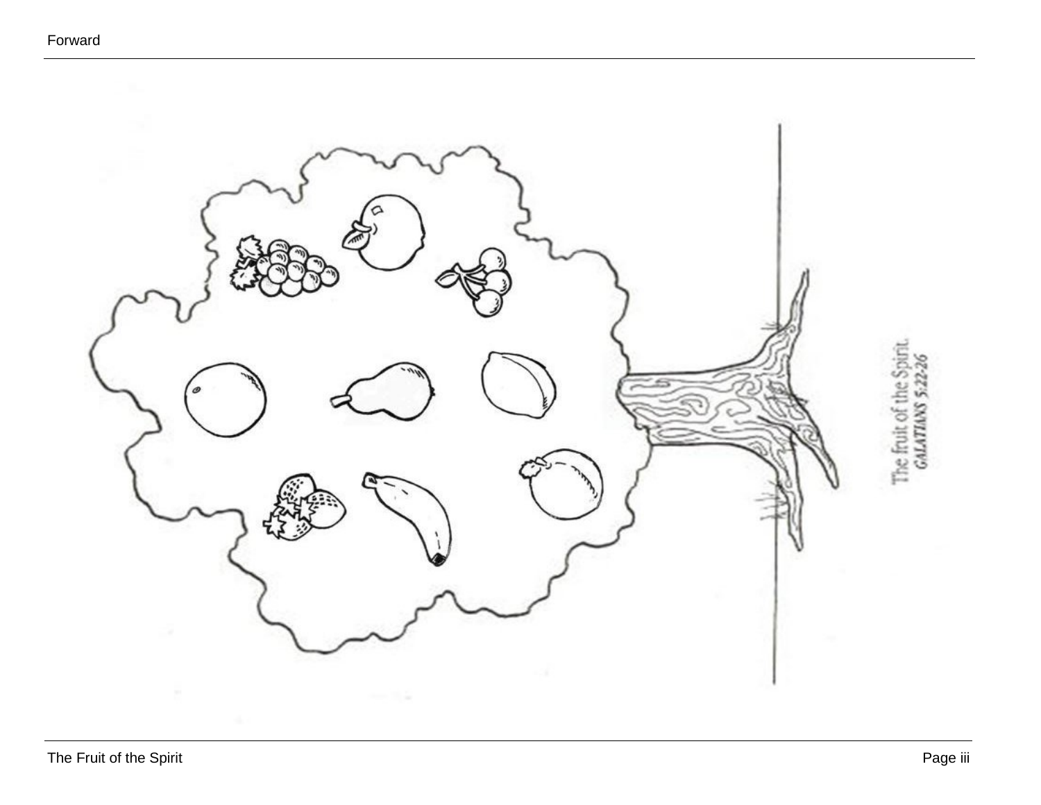The fruit of the Spirit.
*GALATIANS 5:22-26*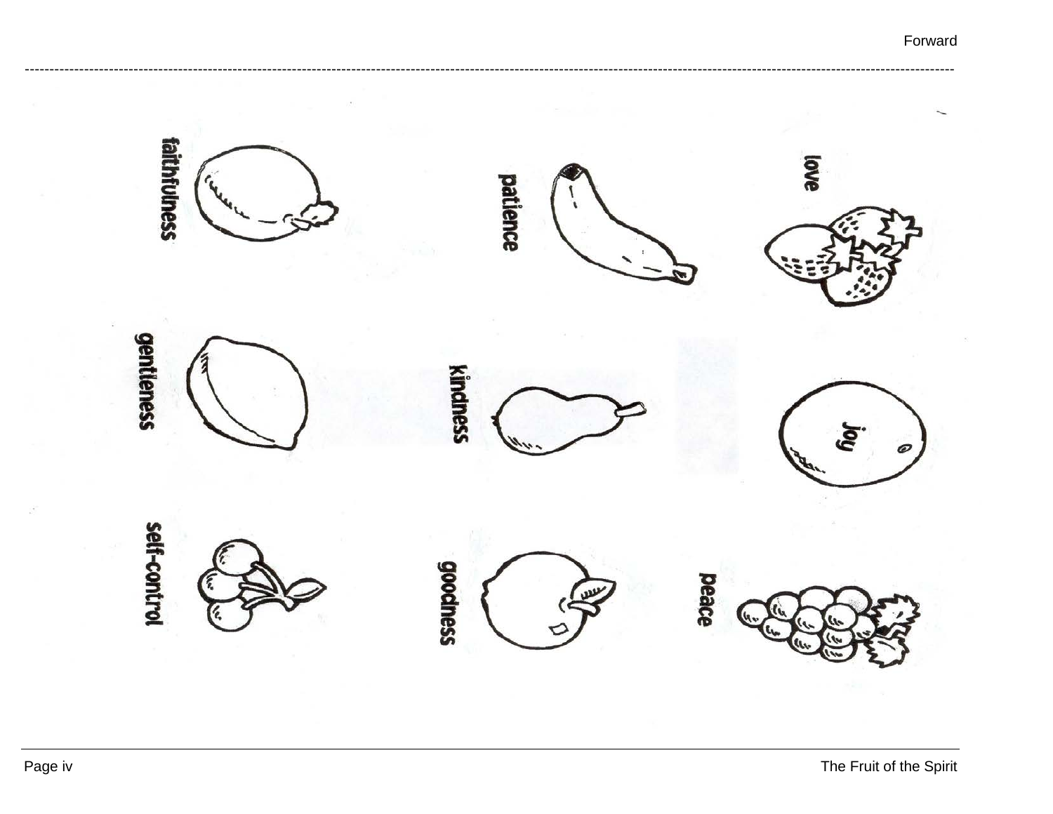love

joy

peace

patience

kindness

goodness

faithfulness

gentleness

self-control